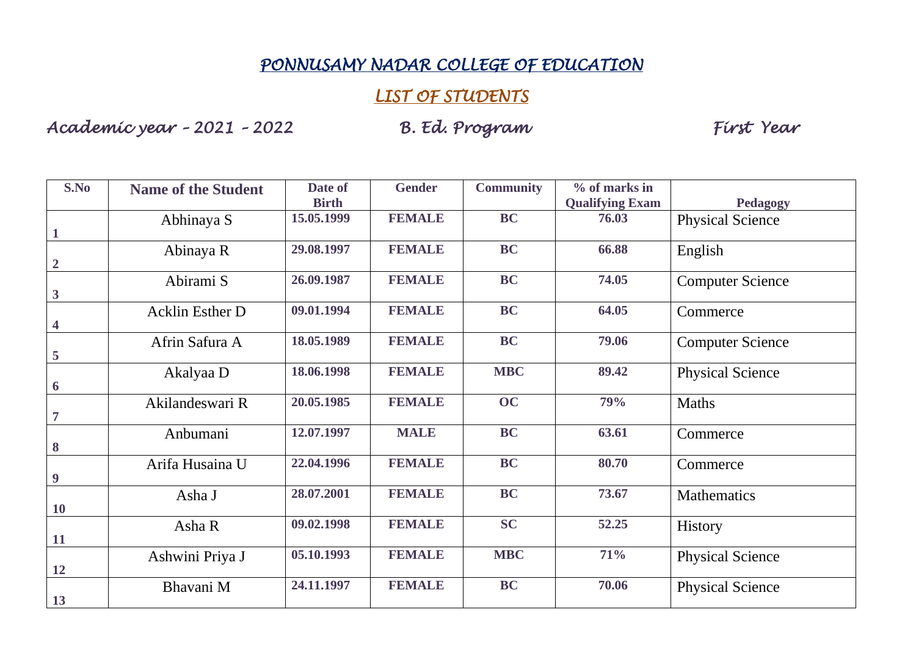# PONNUSAMY NADAR COLLEGE OF EDUCATION

## LIST OF STUDENTS

**Academic year – 2021 – 2022 B. Ed. Program First Year**

| S.No | Name of the Student | Date of Birth | Gender | Community | % of marks in Qualifying Exam | Pedagogy |
|---|---|---|---|---|---|---|
| 1 | Abhinaya S | 15.05.1999 | FEMALE | BC | 76.03 | Physical Science |
| 2 | Abinaya R | 29.08.1997 | FEMALE | BC | 66.88 | English |
| 3 | Abirami S | 26.09.1987 | FEMALE | BC | 74.05 | Computer Science |
| 4 | Acklin Esther D | 09.01.1994 | FEMALE | BC | 64.05 | Commerce |
| 5 | Afrin Safura A | 18.05.1989 | FEMALE | BC | 79.06 | Computer Science |
| 6 | Akalyaa D | 18.06.1998 | FEMALE | MBC | 89.42 | Physical Science |
| 7 | Akilandeswari R | 20.05.1985 | FEMALE | OC | 79% | Maths |
| 8 | Anbumani | 12.07.1997 | MALE | BC | 63.61 | Commerce |
| 9 | Arifa Husaina U | 22.04.1996 | FEMALE | BC | 80.70 | Commerce |
| 10 | Asha J | 28.07.2001 | FEMALE | BC | 73.67 | Mathematics |
| 11 | Asha R | 09.02.1998 | FEMALE | SC | 52.25 | History |
| 12 | Ashwini Priya J | 05.10.1993 | FEMALE | MBC | 71% | Physical Science |
| 13 | Bhavani M | 24.11.1997 | FEMALE | BC | 70.06 | Physical Science |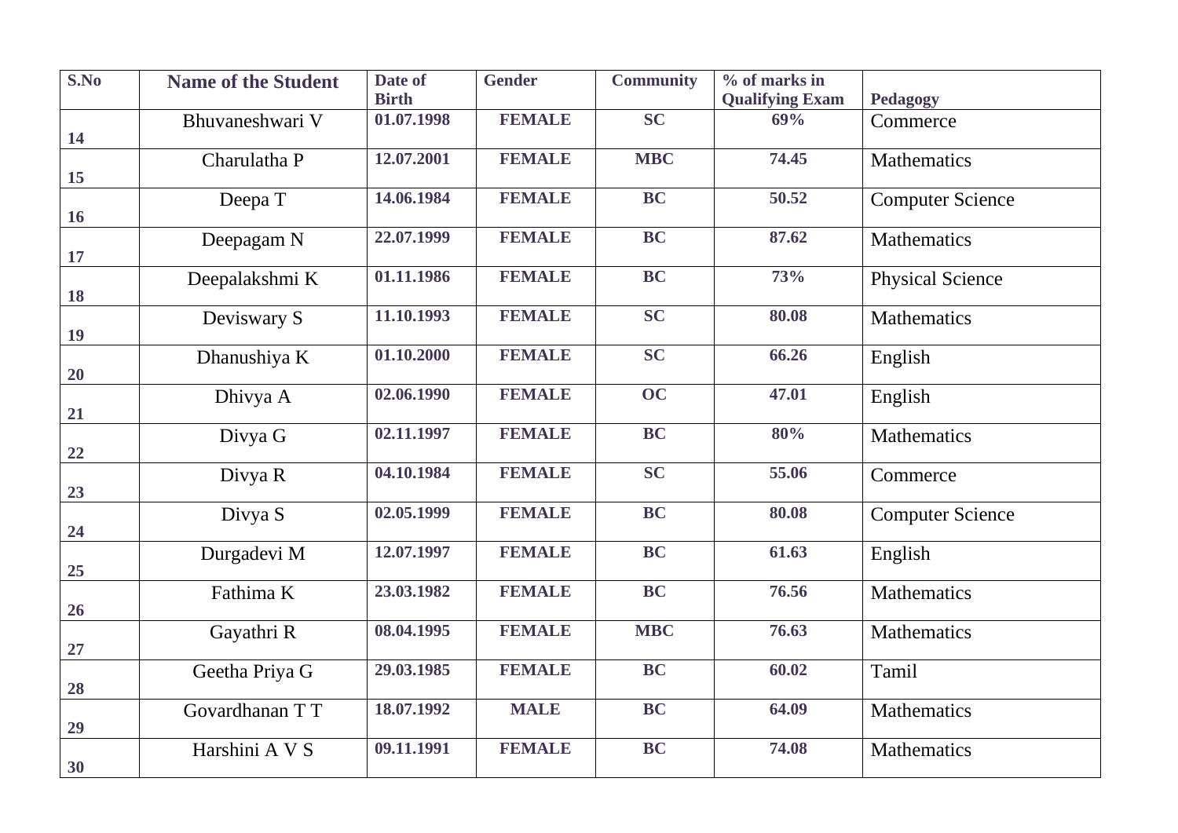| S.No | Name of the Student | Date of Birth | Gender | Community | % of marks in Qualifying Exam | Pedagogy |
|---|---|---|---|---|---|---|
| 14 | Bhuvaneshwari V | 01.07.1998 | FEMALE | SC | 69% | Commerce |
| 15 | Charulatha P | 12.07.2001 | FEMALE | MBC | 74.45 | Mathematics |
| 16 | Deepa T | 14.06.1984 | FEMALE | BC | 50.52 | Computer Science |
| 17 | Deepagam N | 22.07.1999 | FEMALE | BC | 87.62 | Mathematics |
| 18 | Deepalakshmi K | 01.11.1986 | FEMALE | BC | 73% | Physical Science |
| 19 | Deviswary S | 11.10.1993 | FEMALE | SC | 80.08 | Mathematics |
| 20 | Dhanushiya K | 01.10.2000 | FEMALE | SC | 66.26 | English |
| 21 | Dhivya A | 02.06.1990 | FEMALE | OC | 47.01 | English |
| 22 | Divya G | 02.11.1997 | FEMALE | BC | 80% | Mathematics |
| 23 | Divya R | 04.10.1984 | FEMALE | SC | 55.06 | Commerce |
| 24 | Divya S | 02.05.1999 | FEMALE | BC | 80.08 | Computer Science |
| 25 | Durgadevi M | 12.07.1997 | FEMALE | BC | 61.63 | English |
| 26 | Fathima K | 23.03.1982 | FEMALE | BC | 76.56 | Mathematics |
| 27 | Gayathri R | 08.04.1995 | FEMALE | MBC | 76.63 | Mathematics |
| 28 | Geetha Priya G | 29.03.1985 | FEMALE | BC | 60.02 | Tamil |
| 29 | Govardhanan T T | 18.07.1992 | MALE | BC | 64.09 | Mathematics |
| 30 | Harshini A V S | 09.11.1991 | FEMALE | BC | 74.08 | Mathematics |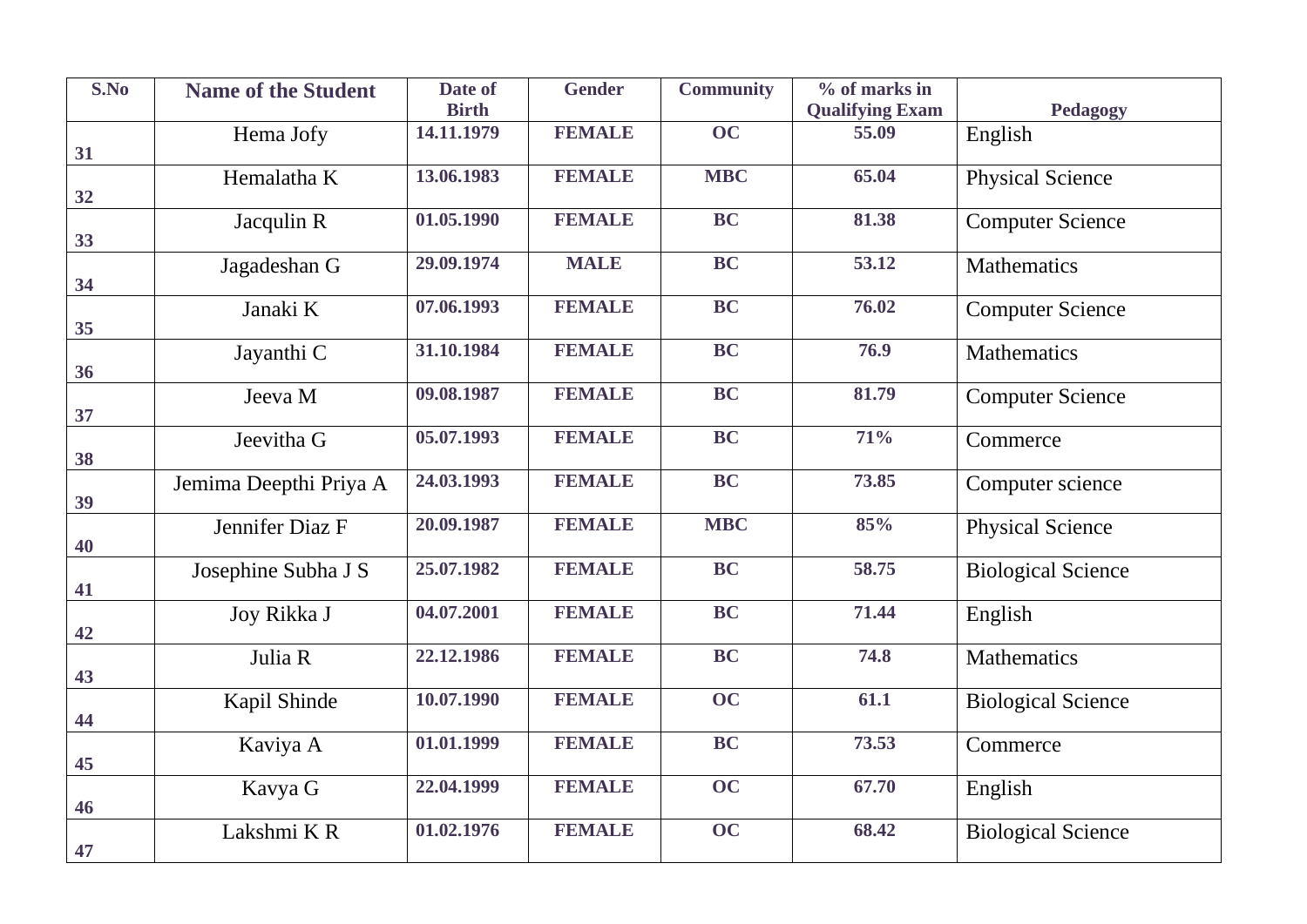| S.No | Name of the Student | Date of Birth | Gender | Community | % of marks in Qualifying Exam | Pedagogy |
|---|---|---|---|---|---|---|
| 31 | Hema Jofy | 14.11.1979 | FEMALE | OC | 55.09 | English |
| 32 | Hemalatha K | 13.06.1983 | FEMALE | MBC | 65.04 | Physical Science |
| 33 | Jacqulin R | 01.05.1990 | FEMALE | BC | 81.38 | Computer Science |
| 34 | Jagadeshan G | 29.09.1974 | MALE | BC | 53.12 | Mathematics |
| 35 | Janaki K | 07.06.1993 | FEMALE | BC | 76.02 | Computer Science |
| 36 | Jayanthi C | 31.10.1984 | FEMALE | BC | 76.9 | Mathematics |
| 37 | Jeeva M | 09.08.1987 | FEMALE | BC | 81.79 | Computer Science |
| 38 | Jeevitha G | 05.07.1993 | FEMALE | BC | 71% | Commerce |
| 39 | Jemima Deepthi Priya A | 24.03.1993 | FEMALE | BC | 73.85 | Computer science |
| 40 | Jennifer Diaz F | 20.09.1987 | FEMALE | MBC | 85% | Physical Science |
| 41 | Josephine Subha J S | 25.07.1982 | FEMALE | BC | 58.75 | Biological Science |
| 42 | Joy Rikka J | 04.07.2001 | FEMALE | BC | 71.44 | English |
| 43 | Julia R | 22.12.1986 | FEMALE | BC | 74.8 | Mathematics |
| 44 | Kapil Shinde | 10.07.1990 | FEMALE | OC | 61.1 | Biological Science |
| 45 | Kaviya A | 01.01.1999 | FEMALE | BC | 73.53 | Commerce |
| 46 | Kavya G | 22.04.1999 | FEMALE | OC | 67.70 | English |
| 47 | Lakshmi K R | 01.02.1976 | FEMALE | OC | 68.42 | Biological Science |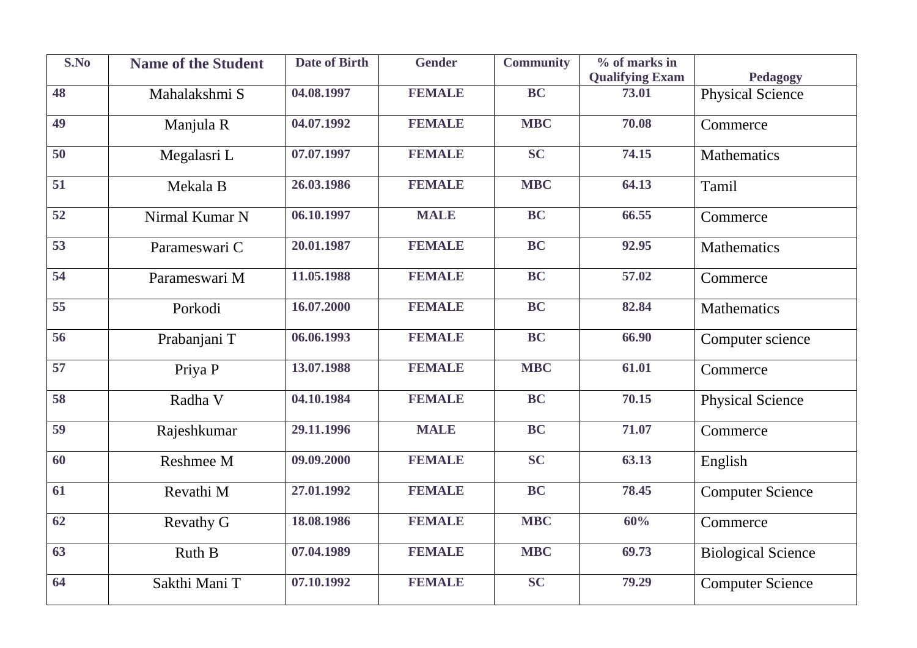| S.No | Name of the Student | Date of Birth | Gender | Community | % of marks in Qualifying Exam | Pedagogy |
|---|---|---|---|---|---|---|
| 48 | Mahalakshmi S | 04.08.1997 | FEMALE | BC | 73.01 | Physical Science |
| 49 | Manjula R | 04.07.1992 | FEMALE | MBC | 70.08 | Commerce |
| 50 | Megalasri L | 07.07.1997 | FEMALE | SC | 74.15 | Mathematics |
| 51 | Mekala B | 26.03.1986 | FEMALE | MBC | 64.13 | Tamil |
| 52 | Nirmal Kumar N | 06.10.1997 | MALE | BC | 66.55 | Commerce |
| 53 | Parameswari C | 20.01.1987 | FEMALE | BC | 92.95 | Mathematics |
| 54 | Parameswari M | 11.05.1988 | FEMALE | BC | 57.02 | Commerce |
| 55 | Porkodi | 16.07.2000 | FEMALE | BC | 82.84 | Mathematics |
| 56 | Prabanjani T | 06.06.1993 | FEMALE | BC | 66.90 | Computer science |
| 57 | Priya P | 13.07.1988 | FEMALE | MBC | 61.01 | Commerce |
| 58 | Radha V | 04.10.1984 | FEMALE | BC | 70.15 | Physical Science |
| 59 | Rajeshkumar | 29.11.1996 | MALE | BC | 71.07 | Commerce |
| 60 | Reshmee M | 09.09.2000 | FEMALE | SC | 63.13 | English |
| 61 | Revathi M | 27.01.1992 | FEMALE | BC | 78.45 | Computer Science |
| 62 | Revathy G | 18.08.1986 | FEMALE | MBC | 60% | Commerce |
| 63 | Ruth B | 07.04.1989 | FEMALE | MBC | 69.73 | Biological Science |
| 64 | Sakthi Mani T | 07.10.1992 | FEMALE | SC | 79.29 | Computer Science |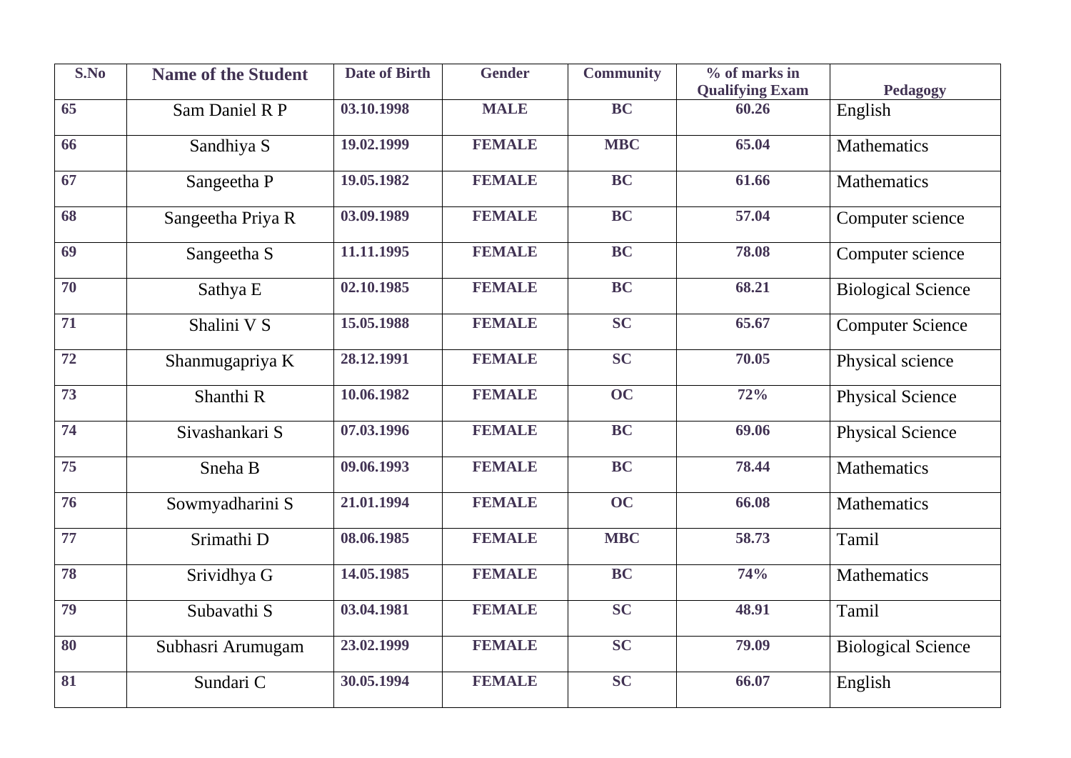| S.No | Name of the Student | Date of Birth | Gender | Community | % of marks in Qualifying Exam | Pedagogy |
|---|---|---|---|---|---|---|
| 65 | Sam Daniel R P | 03.10.1998 | MALE | BC | 60.26 | English |
| 66 | Sandhiya S | 19.02.1999 | FEMALE | MBC | 65.04 | Mathematics |
| 67 | Sangeetha P | 19.05.1982 | FEMALE | BC | 61.66 | Mathematics |
| 68 | Sangeetha Priya R | 03.09.1989 | FEMALE | BC | 57.04 | Computer science |
| 69 | Sangeetha S | 11.11.1995 | FEMALE | BC | 78.08 | Computer science |
| 70 | Sathya E | 02.10.1985 | FEMALE | BC | 68.21 | Biological Science |
| 71 | Shalini V S | 15.05.1988 | FEMALE | SC | 65.67 | Computer Science |
| 72 | Shanmugapriya K | 28.12.1991 | FEMALE | SC | 70.05 | Physical science |
| 73 | Shanthi R | 10.06.1982 | FEMALE | OC | 72% | Physical Science |
| 74 | Sivashankari S | 07.03.1996 | FEMALE | BC | 69.06 | Physical Science |
| 75 | Sneha B | 09.06.1993 | FEMALE | BC | 78.44 | Mathematics |
| 76 | Sowmyadharini S | 21.01.1994 | FEMALE | OC | 66.08 | Mathematics |
| 77 | Srimathi D | 08.06.1985 | FEMALE | MBC | 58.73 | Tamil |
| 78 | Srividhya G | 14.05.1985 | FEMALE | BC | 74% | Mathematics |
| 79 | Subavathi S | 03.04.1981 | FEMALE | SC | 48.91 | Tamil |
| 80 | Subhasri Arumugam | 23.02.1999 | FEMALE | SC | 79.09 | Biological Science |
| 81 | Sundari C | 30.05.1994 | FEMALE | SC | 66.07 | English |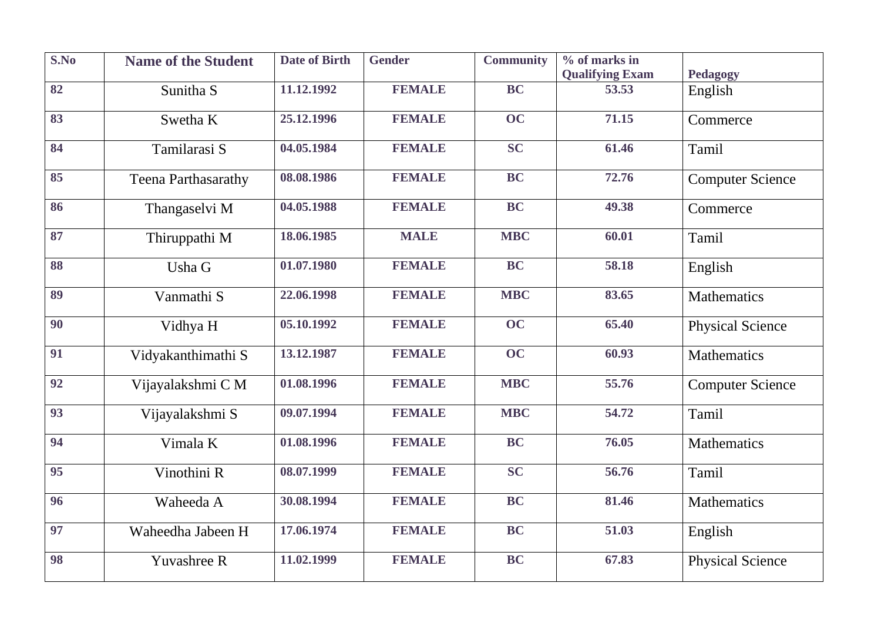| S.No | Name of the Student | Date of Birth | Gender | Community | % of marks in Qualifying Exam | Pedagogy |
|---|---|---|---|---|---|---|
| 82 | Sunitha S | 11.12.1992 | FEMALE | BC | 53.53 | English |
| 83 | Swetha K | 25.12.1996 | FEMALE | OC | 71.15 | Commerce |
| 84 | Tamilarasi S | 04.05.1984 | FEMALE | SC | 61.46 | Tamil |
| 85 | Teena Parthasarathy | 08.08.1986 | FEMALE | BC | 72.76 | Computer Science |
| 86 | Thangaselvi M | 04.05.1988 | FEMALE | BC | 49.38 | Commerce |
| 87 | Thiruppathi M | 18.06.1985 | MALE | MBC | 60.01 | Tamil |
| 88 | Usha G | 01.07.1980 | FEMALE | BC | 58.18 | English |
| 89 | Vanmathi S | 22.06.1998 | FEMALE | MBC | 83.65 | Mathematics |
| 90 | Vidhya H | 05.10.1992 | FEMALE | OC | 65.40 | Physical Science |
| 91 | Vidyakanthimathi S | 13.12.1987 | FEMALE | OC | 60.93 | Mathematics |
| 92 | Vijayalakshmi C M | 01.08.1996 | FEMALE | MBC | 55.76 | Computer Science |
| 93 | Vijayalakshmi S | 09.07.1994 | FEMALE | MBC | 54.72 | Tamil |
| 94 | Vimala K | 01.08.1996 | FEMALE | BC | 76.05 | Mathematics |
| 95 | Vinothini R | 08.07.1999 | FEMALE | SC | 56.76 | Tamil |
| 96 | Waheeda A | 30.08.1994 | FEMALE | BC | 81.46 | Mathematics |
| 97 | Waheedha Jabeen H | 17.06.1974 | FEMALE | BC | 51.03 | English |
| 98 | Yuvashree R | 11.02.1999 | FEMALE | BC | 67.83 | Physical Science |